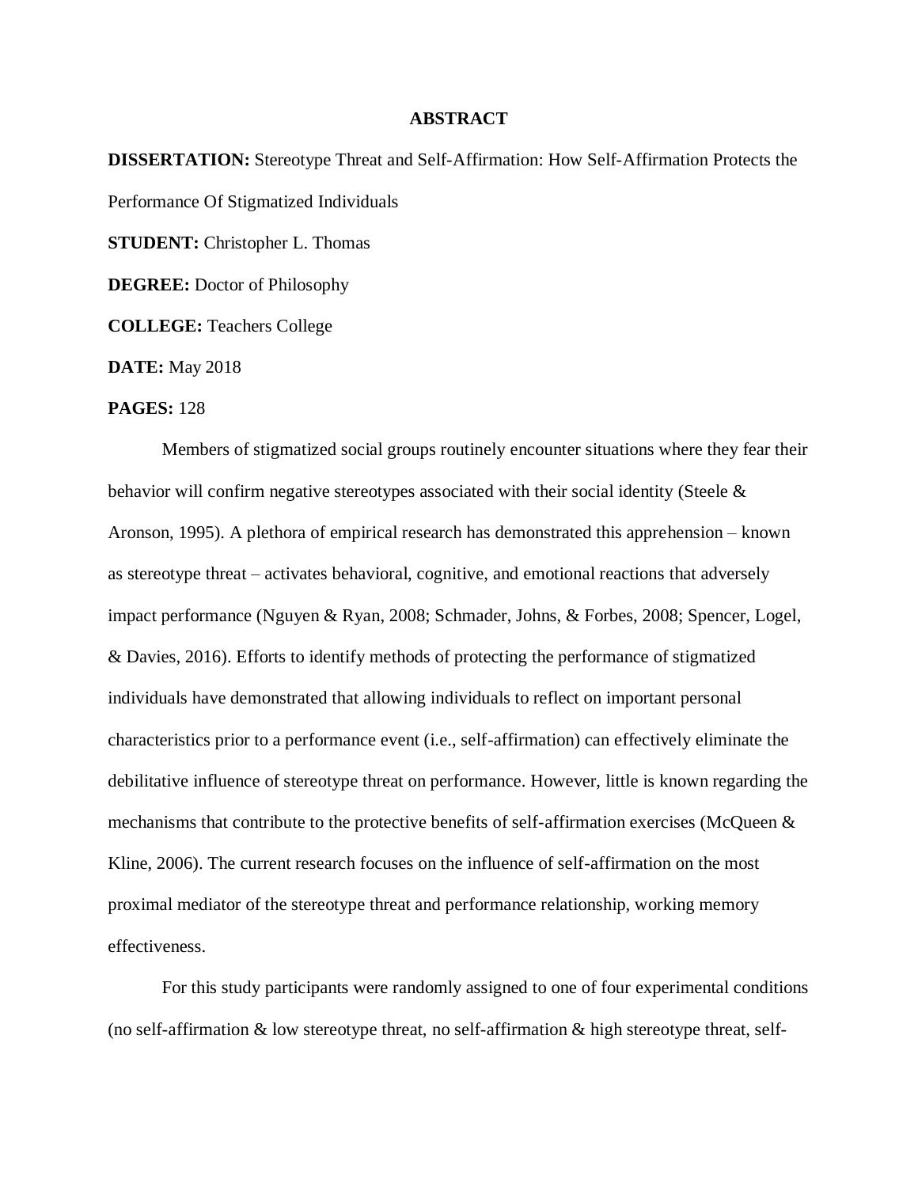# ABSTRACT

**DISSERTATION:** Stereotype Threat and Self-Affirmation: How Self-Affirmation Protects the Performance Of Stigmatized Individuals

**STUDENT:** Christopher L. Thomas

**DEGREE:** Doctor of Philosophy

**COLLEGE:** Teachers College

**DATE:** May 2018

**PAGES:** 128

Members of stigmatized social groups routinely encounter situations where they fear their behavior will confirm negative stereotypes associated with their social identity (Steele & Aronson, 1995). A plethora of empirical research has demonstrated this apprehension – known as stereotype threat – activates behavioral, cognitive, and emotional reactions that adversely impact performance (Nguyen & Ryan, 2008; Schmader, Johns, & Forbes, 2008; Spencer, Logel, & Davies, 2016). Efforts to identify methods of protecting the performance of stigmatized individuals have demonstrated that allowing individuals to reflect on important personal characteristics prior to a performance event (i.e., self-affirmation) can effectively eliminate the debilitative influence of stereotype threat on performance. However, little is known regarding the mechanisms that contribute to the protective benefits of self-affirmation exercises (McQueen & Kline, 2006). The current research focuses on the influence of self-affirmation on the most proximal mediator of the stereotype threat and performance relationship, working memory effectiveness.

For this study participants were randomly assigned to one of four experimental conditions (no self-affirmation & low stereotype threat, no self-affirmation & high stereotype threat, self-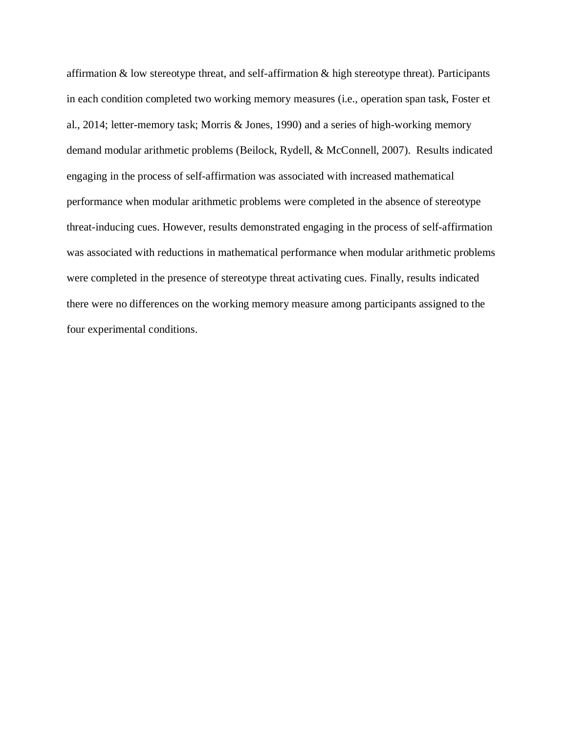affirmation & low stereotype threat, and self-affirmation & high stereotype threat). Participants in each condition completed two working memory measures (i.e., operation span task, Foster et al., 2014; letter-memory task; Morris & Jones, 1990) and a series of high-working memory demand modular arithmetic problems (Beilock, Rydell, & McConnell, 2007). Results indicated engaging in the process of self-affirmation was associated with increased mathematical performance when modular arithmetic problems were completed in the absence of stereotype threat-inducing cues. However, results demonstrated engaging in the process of self-affirmation was associated with reductions in mathematical performance when modular arithmetic problems were completed in the presence of stereotype threat activating cues. Finally, results indicated there were no differences on the working memory measure among participants assigned to the four experimental conditions.